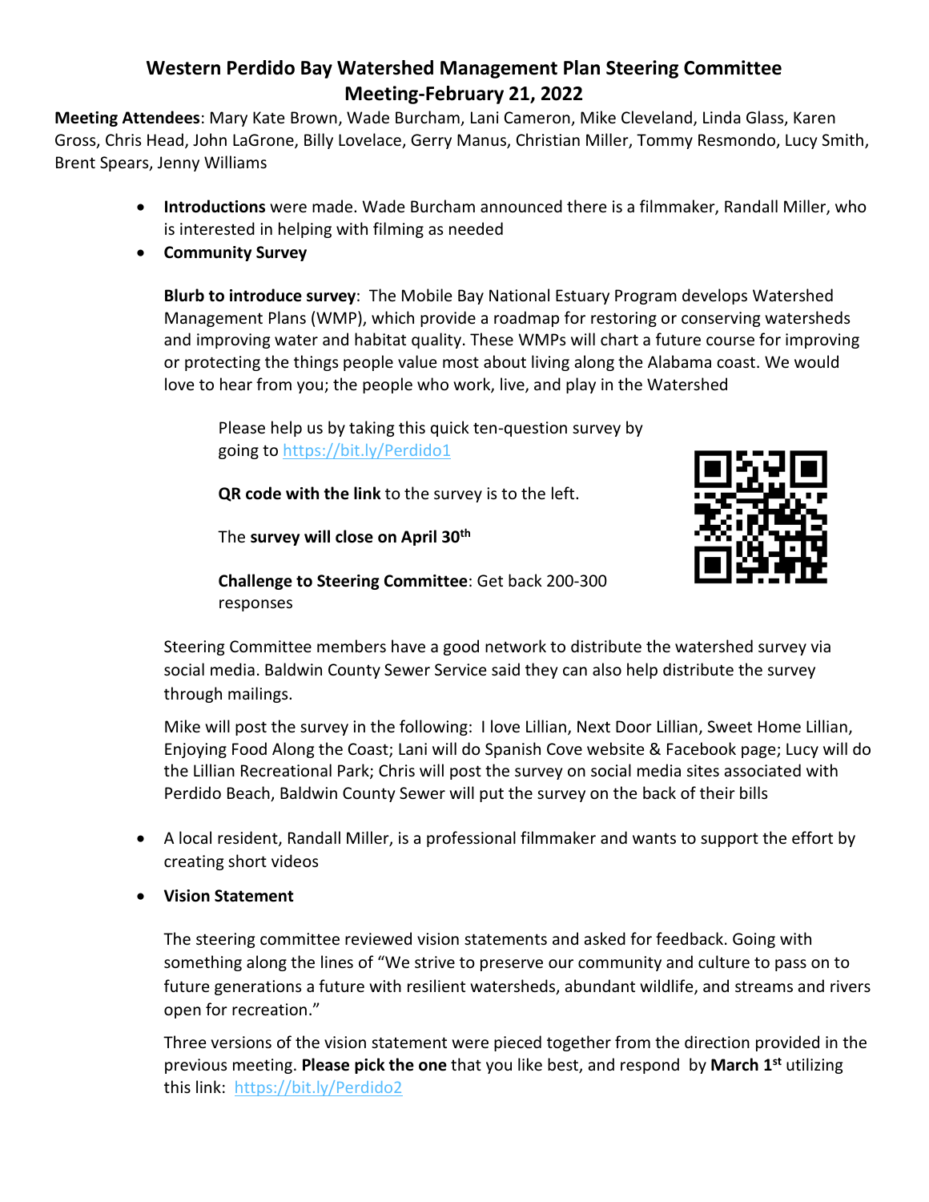# Western Perdido Bay Watershed Management Plan Steering Committee Meeting-February 21, 2022

**Meeting Attendees**: Mary Kate Brown, Wade Burcham, Lani Cameron, Mike Cleveland, Linda Glass, Karen Gross, Chris Head, John LaGrone, Billy Lovelace, Gerry Manus, Christian Miller, Tommy Resmondo, Lucy Smith, Brent Spears, Jenny Williams

- **Introductions** were made. Wade Burcham announced there is a filmmaker, Randall Miller, who is interested in helping with filming as needed
- **Community Survey**

  **Blurb to introduce survey**: The Mobile Bay National Estuary Program develops Watershed Management Plans (WMP), which provide a roadmap for restoring or conserving watersheds and improving water and habitat quality. These WMPs will chart a future course for improving or protecting the things people value most about living along the Alabama coast. We would love to hear from you; the people who work, live, and play in the Watershed

  > Please help us by taking this quick ten-question survey by going to https://bit.ly/Perdido1
  >
  > **QR code with the link** to the survey is to the left.
  >
  > The **survey will close on April 30th**
  >
  > **Challenge to Steering Committee**: Get back 200-300 responses

  Steering Committee members have a good network to distribute the watershed survey via social media. Baldwin County Sewer Service said they can also help distribute the survey through mailings.

  Mike will post the survey in the following: I love Lillian, Next Door Lillian, Sweet Home Lillian, Enjoying Food Along the Coast; Lani will do Spanish Cove website & Facebook page; Lucy will do the Lillian Recreational Park; Chris will post the survey on social media sites associated with Perdido Beach, Baldwin County Sewer will put the survey on the back of their bills

- A local resident, Randall Miller, is a professional filmmaker and wants to support the effort by creating short videos
- **Vision Statement**

  The steering committee reviewed vision statements and asked for feedback. Going with something along the lines of "We strive to preserve our community and culture to pass on to future generations a future with resilient watersheds, abundant wildlife, and streams and rivers open for recreation."

  Three versions of the vision statement were pieced together from the direction provided in the previous meeting. **Please pick the one** that you like best, and respond by **March 1st** utilizing this link: https://bit.ly/Perdido2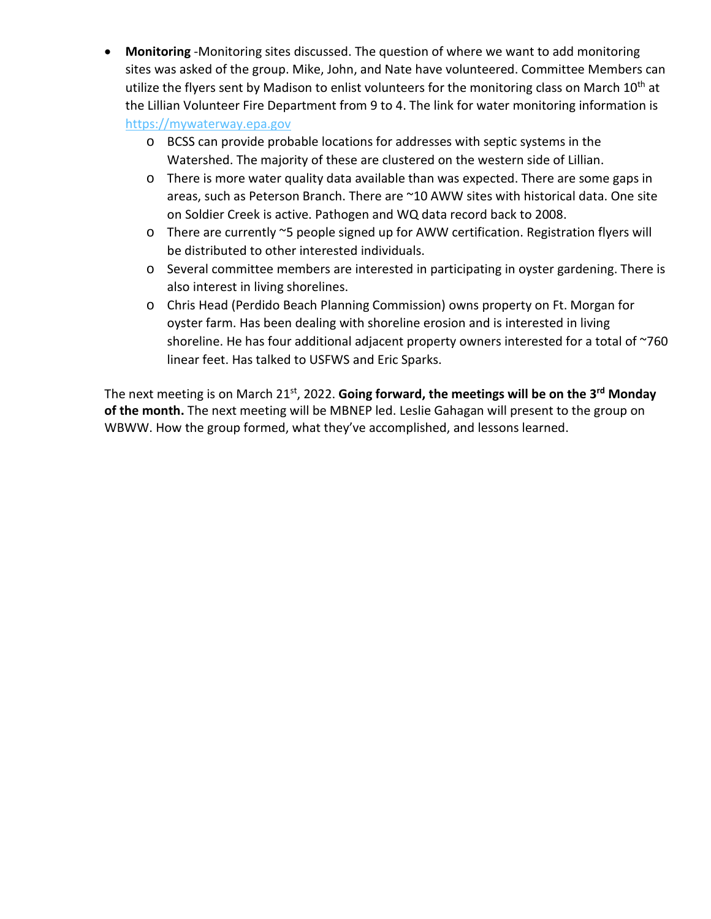- **Monitoring** -Monitoring sites discussed. The question of where we want to add monitoring sites was asked of the group. Mike, John, and Nate have volunteered. Committee Members can utilize the flyers sent by Madison to enlist volunteers for the monitoring class on March 10th at the Lillian Volunteer Fire Department from 9 to 4. The link for water monitoring information is [https://mywaterway.epa.gov](https://mywaterway.epa.gov)
  - BCSS can provide probable locations for addresses with septic systems in the Watershed. The majority of these are clustered on the western side of Lillian.
  - There is more water quality data available than was expected. There are some gaps in areas, such as Peterson Branch. There are ~10 AWW sites with historical data. One site on Soldier Creek is active. Pathogen and WQ data record back to 2008.
  - There are currently ~5 people signed up for AWW certification. Registration flyers will be distributed to other interested individuals.
  - Several committee members are interested in participating in oyster gardening. There is also interest in living shorelines.
  - Chris Head (Perdido Beach Planning Commission) owns property on Ft. Morgan for oyster farm. Has been dealing with shoreline erosion and is interested in living shoreline. He has four additional adjacent property owners interested for a total of ~760 linear feet. Has talked to USFWS and Eric Sparks.

The next meeting is on March 21st, 2022. **Going forward, the meetings will be on the 3rd Monday of the month.** The next meeting will be MBNEP led. Leslie Gahagan will present to the group on WBWW. How the group formed, what they've accomplished, and lessons learned.